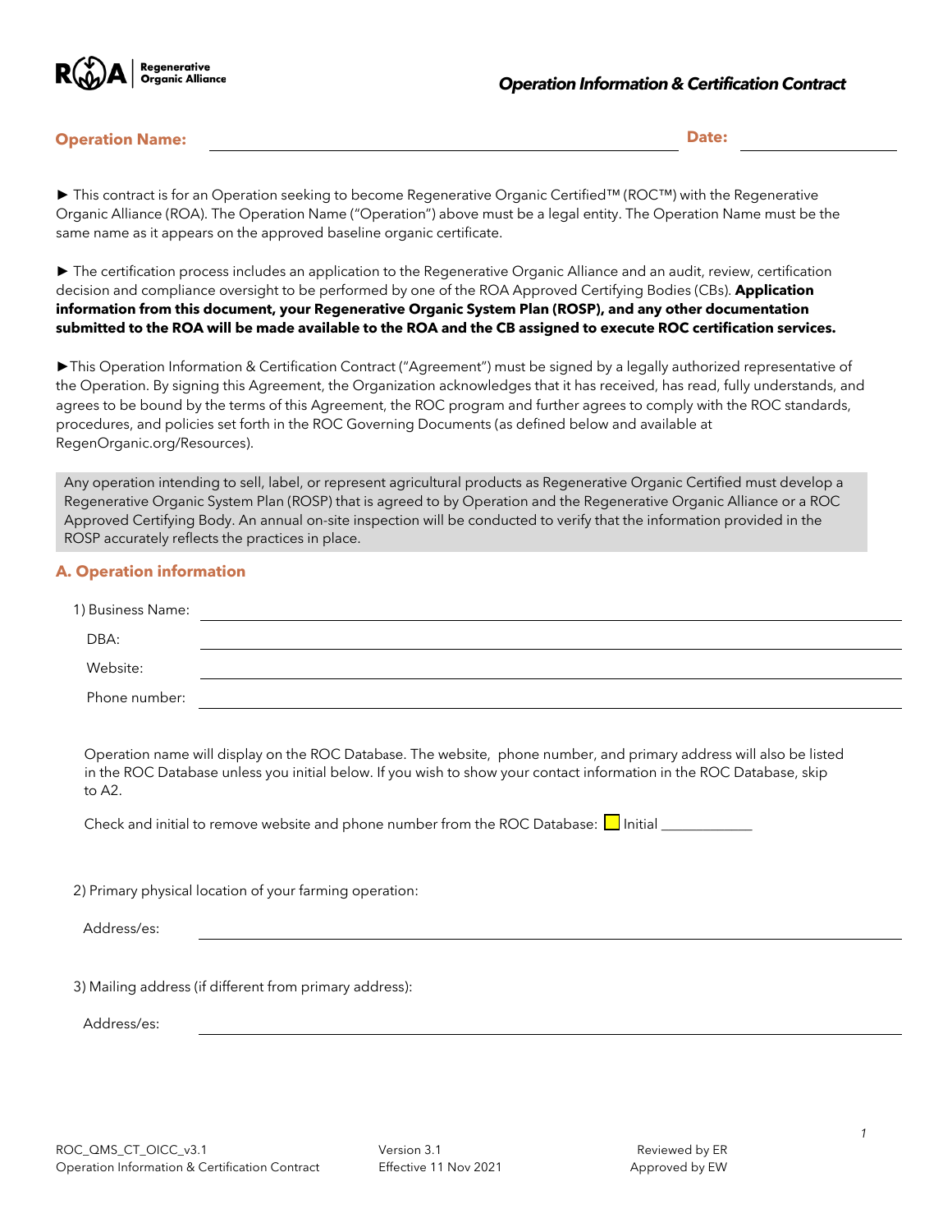**Regenerative Organic Alliance**

# Operation Information & Certification Contract

**Operation Name:** ______________________________ **Date:** ______________

► This contract is for an Operation seeking to become Regenerative Organic Certified™ (ROC™) with the Regenerative Organic Alliance (ROA). The Operation Name ("Operation") above must be a legal entity. The Operation Name must be the same name as it appears on the approved baseline organic certificate.

► The certification process includes an application to the Regenerative Organic Alliance and an audit, review, certification decision and compliance oversight to be performed by one of the ROA Approved Certifying Bodies (CBs). **Application information from this document, your Regenerative Organic System Plan (ROSP), and any other documentation submitted to the ROA will be made available to the ROA and the CB assigned to execute ROC certification services.**

►This Operation Information & Certification Contract ("Agreement") must be signed by a legally authorized representative of the Operation. By signing this Agreement, the Organization acknowledges that it has received, has read, fully understands, and agrees to be bound by the terms of this Agreement, the ROC program and further agrees to comply with the ROC standards, procedures, and policies set forth in the ROC Governing Documents (as defined below and available at RegenOrganic.org/Resources).

> Any operation intending to sell, label, or represent agricultural products as Regenerative Organic Certified must develop a Regenerative Organic System Plan (ROSP) that is agreed to by Operation and the Regenerative Organic Alliance or a ROC Approved Certifying Body. An annual on-site inspection will be conducted to verify that the information provided in the ROSP accurately reflects the practices in place.

## A. Operation information

1) Business Name: ______________________________

DBA: ______________________________

Website: ______________________________

Phone number: ______________________________

Operation name will display on the ROC Database. The website, phone number, and primary address will also be listed in the ROC Database unless you initial below. If you wish to show your contact information in the ROC Database, skip to A2.

Check and initial to remove website and phone number from the ROC Database: ☐ Initial ____________

2) Primary physical location of your farming operation:

Address/es: ______________________________

3) Mailing address (if different from primary address):

Address/es: ______________________________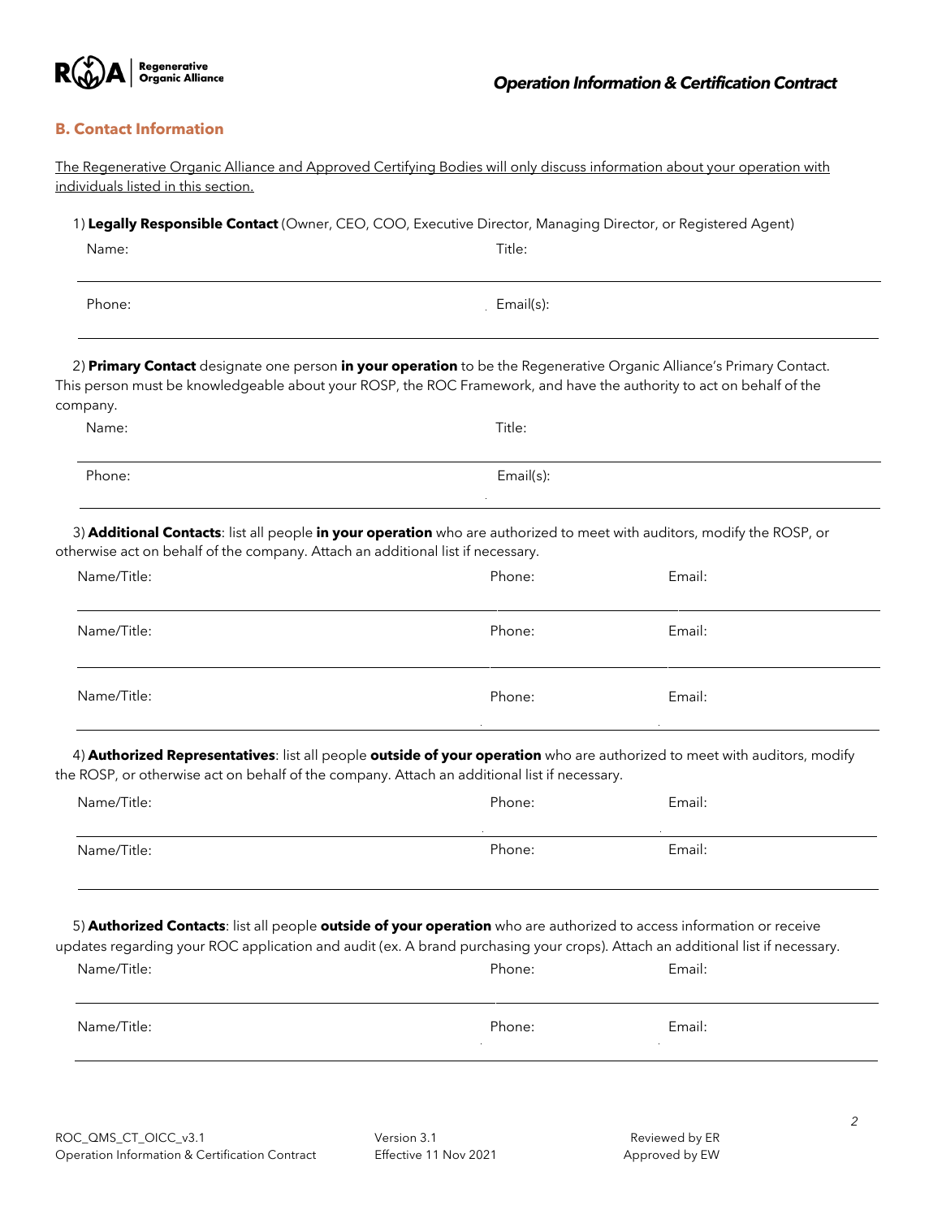## B. Contact Information

<u>The Regenerative Organic Alliance and Approved Certifying Bodies will only discuss information about your operation with individuals listed in this section.</u>

1) **Legally Responsible Contact** (Owner, CEO, COO, Executive Director, Managing Director, or Registered Agent)

| Name: | Title: |
|---|---|
| Phone: | Email(s): |

2) **Primary Contact** designate one person **in your operation** to be the Regenerative Organic Alliance's Primary Contact. This person must be knowledgeable about your ROSP, the ROC Framework, and have the authority to act on behalf of the company.

| Name: | Title: |
|---|---|
| Phone: | Email(s): |

3) **Additional Contacts**: list all people **in your operation** who are authorized to meet with auditors, modify the ROSP, or otherwise act on behalf of the company. Attach an additional list if necessary.

| Name/Title: | Phone: | Email: |
|---|---|---|
| Name/Title: | Phone: | Email: |
| Name/Title: | Phone: | Email: |

4) **Authorized Representatives**: list all people **outside of your operation** who are authorized to meet with auditors, modify the ROSP, or otherwise act on behalf of the company. Attach an additional list if necessary.

| Name/Title: | Phone: | Email: |
|---|---|---|
| Name/Title: | Phone: | Email: |

5) **Authorized Contacts**: list all people **outside of your operation** who are authorized to access information or receive updates regarding your ROC application and audit (ex. A brand purchasing your crops). Attach an additional list if necessary.

| Name/Title: | Phone: | Email: |
|---|---|---|
| Name/Title: | Phone: | Email: |

ROC_QMS_CT_OICC_v3.1
Operation Information & Certification Contract

Version 3.1
Effective 11 Nov 2021

Reviewed by ER
Approved by EW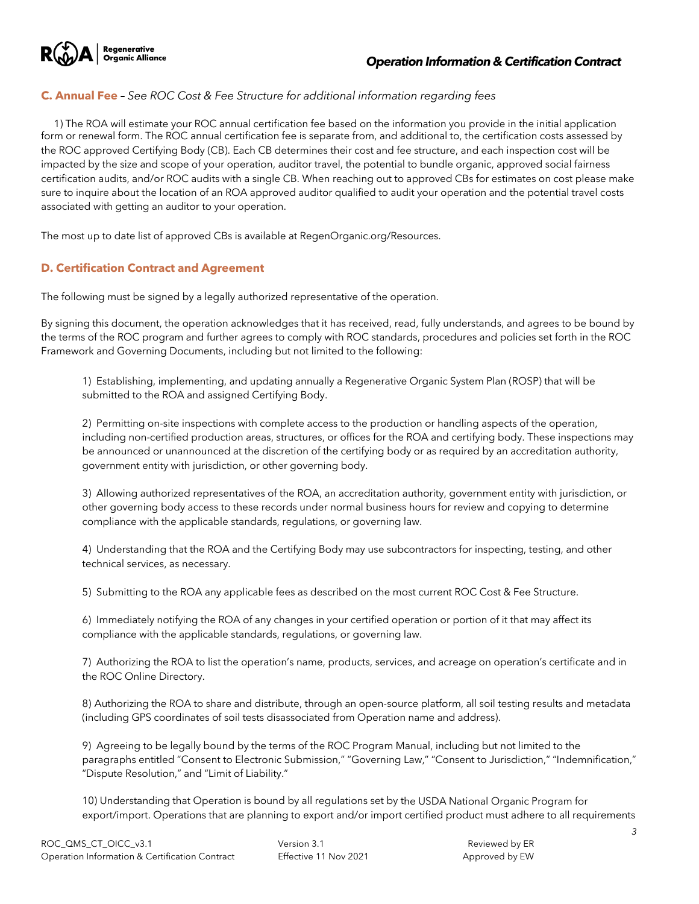## C. Annual Fee – *See ROC Cost & Fee Structure for additional information regarding fees*

1) The ROA will estimate your ROC annual certification fee based on the information you provide in the initial application form or renewal form. The ROC annual certification fee is separate from, and additional to, the certification costs assessed by the ROC approved Certifying Body (CB). Each CB determines their cost and fee structure, and each inspection cost will be impacted by the size and scope of your operation, auditor travel, the potential to bundle organic, approved social fairness certification audits, and/or ROC audits with a single CB. When reaching out to approved CBs for estimates on cost please make sure to inquire about the location of an ROA approved auditor qualified to audit your operation and the potential travel costs associated with getting an auditor to your operation.

The most up to date list of approved CBs is available at RegenOrganic.org/Resources.

## D. Certification Contract and Agreement

The following must be signed by a legally authorized representative of the operation.

By signing this document, the operation acknowledges that it has received, read, fully understands, and agrees to be bound by the terms of the ROC program and further agrees to comply with ROC standards, procedures and policies set forth in the ROC Framework and Governing Documents, including but not limited to the following:

1) Establishing, implementing, and updating annually a Regenerative Organic System Plan (ROSP) that will be submitted to the ROA and assigned Certifying Body.

2) Permitting on-site inspections with complete access to the production or handling aspects of the operation, including non-certified production areas, structures, or offices for the ROA and certifying body. These inspections may be announced or unannounced at the discretion of the certifying body or as required by an accreditation authority, government entity with jurisdiction, or other governing body.

3) Allowing authorized representatives of the ROA, an accreditation authority, government entity with jurisdiction, or other governing body access to these records under normal business hours for review and copying to determine compliance with the applicable standards, regulations, or governing law.

4) Understanding that the ROA and the Certifying Body may use subcontractors for inspecting, testing, and other technical services, as necessary.

5) Submitting to the ROA any applicable fees as described on the most current ROC Cost & Fee Structure.

6) Immediately notifying the ROA of any changes in your certified operation or portion of it that may affect its compliance with the applicable standards, regulations, or governing law.

7) Authorizing the ROA to list the operation's name, products, services, and acreage on operation's certificate and in the ROC Online Directory.

8) Authorizing the ROA to share and distribute, through an open-source platform, all soil testing results and metadata (including GPS coordinates of soil tests disassociated from Operation name and address).

9) Agreeing to be legally bound by the terms of the ROC Program Manual, including but not limited to the paragraphs entitled "Consent to Electronic Submission," "Governing Law," "Consent to Jurisdiction," "Indemnification," "Dispute Resolution," and "Limit of Liability."

10) Understanding that Operation is bound by all regulations set by the USDA National Organic Program for export/import. Operations that are planning to export and/or import certified product must adhere to all requirements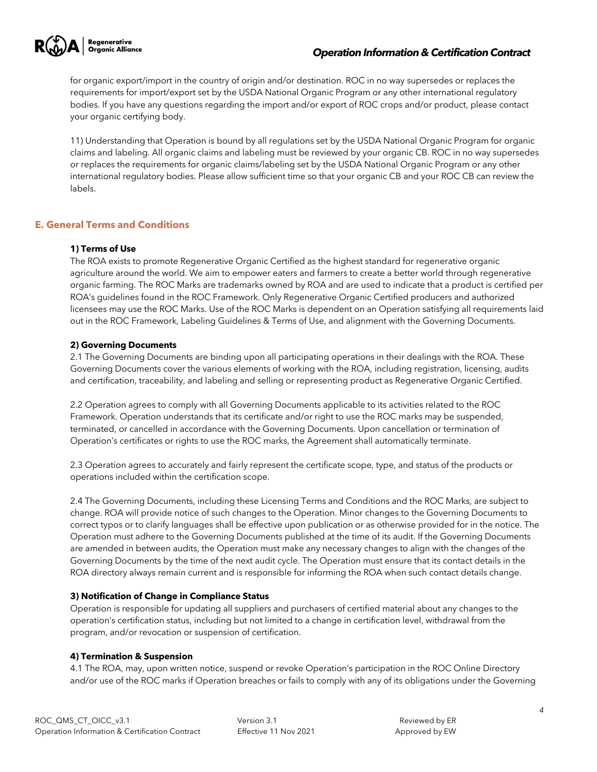for organic export/import in the country of origin and/or destination. ROC in no way supersedes or replaces the requirements for import/export set by the USDA National Organic Program or any other international regulatory bodies. If you have any questions regarding the import and/or export of ROC crops and/or product, please contact your organic certifying body.

11) Understanding that Operation is bound by all regulations set by the USDA National Organic Program for organic claims and labeling. All organic claims and labeling must be reviewed by your organic CB. ROC in no way supersedes or replaces the requirements for organic claims/labeling set by the USDA National Organic Program or any other international regulatory bodies. Please allow sufficient time so that your organic CB and your ROC CB can review the labels.

## E. General Terms and Conditions

### 1) Terms of Use

The ROA exists to promote Regenerative Organic Certified as the highest standard for regenerative organic agriculture around the world. We aim to empower eaters and farmers to create a better world through regenerative organic farming. The ROC Marks are trademarks owned by ROA and are used to indicate that a product is certified per ROA's guidelines found in the ROC Framework. Only Regenerative Organic Certified producers and authorized licensees may use the ROC Marks. Use of the ROC Marks is dependent on an Operation satisfying all requirements laid out in the ROC Framework, Labeling Guidelines & Terms of Use, and alignment with the Governing Documents.

### 2) Governing Documents

2.1 The Governing Documents are binding upon all participating operations in their dealings with the ROA. These Governing Documents cover the various elements of working with the ROA, including registration, licensing, audits and certification, traceability, and labeling and selling or representing product as Regenerative Organic Certified.

2.2 Operation agrees to comply with all Governing Documents applicable to its activities related to the ROC Framework. Operation understands that its certificate and/or right to use the ROC marks may be suspended, terminated, or cancelled in accordance with the Governing Documents. Upon cancellation or termination of Operation's certificates or rights to use the ROC marks, the Agreement shall automatically terminate.

2.3 Operation agrees to accurately and fairly represent the certificate scope, type, and status of the products or operations included within the certification scope.

2.4 The Governing Documents, including these Licensing Terms and Conditions and the ROC Marks, are subject to change. ROA will provide notice of such changes to the Operation. Minor changes to the Governing Documents to correct typos or to clarify languages shall be effective upon publication or as otherwise provided for in the notice. The Operation must adhere to the Governing Documents published at the time of its audit. If the Governing Documents are amended in between audits, the Operation must make any necessary changes to align with the changes of the Governing Documents by the time of the next audit cycle. The Operation must ensure that its contact details in the ROA directory always remain current and is responsible for informing the ROA when such contact details change.

### 3) Notification of Change in Compliance Status

Operation is responsible for updating all suppliers and purchasers of certified material about any changes to the operation's certification status, including but not limited to a change in certification level, withdrawal from the program, and/or revocation or suspension of certification.

### 4) Termination & Suspension

4.1 The ROA, may, upon written notice, suspend or revoke Operation's participation in the ROC Online Directory and/or use of the ROC marks if Operation breaches or fails to comply with any of its obligations under the Governing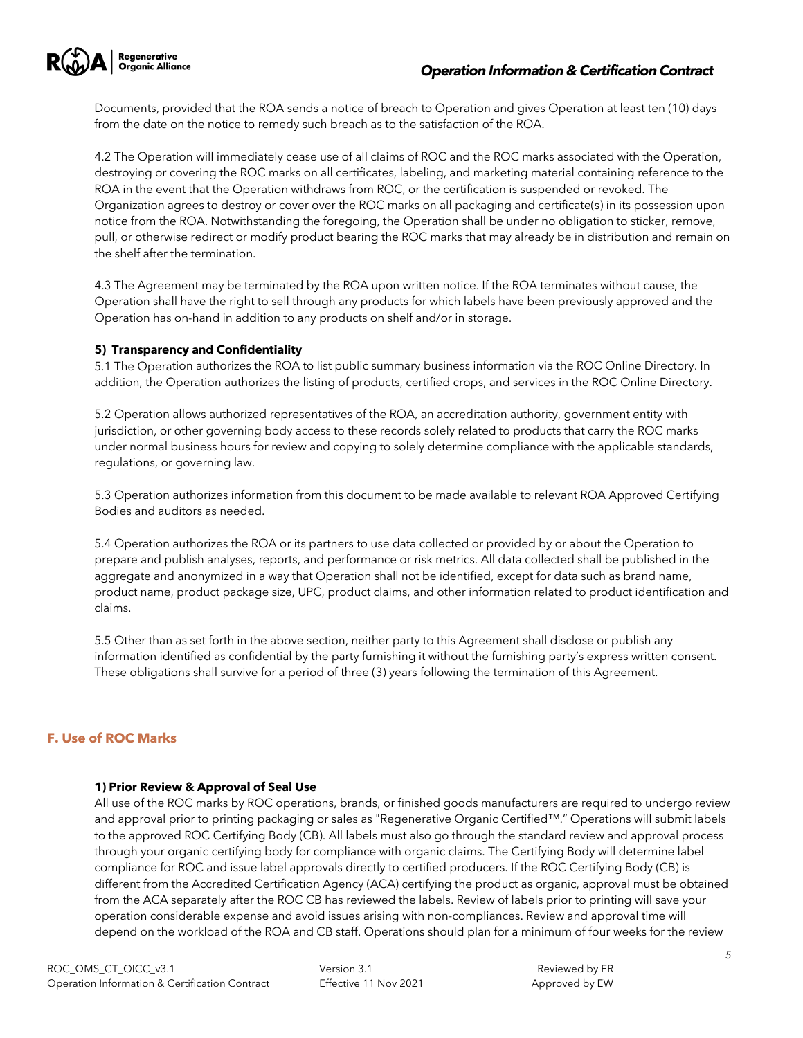Documents, provided that the ROA sends a notice of breach to Operation and gives Operation at least ten (10) days from the date on the notice to remedy such breach as to the satisfaction of the ROA.

4.2 The Operation will immediately cease use of all claims of ROC and the ROC marks associated with the Operation, destroying or covering the ROC marks on all certificates, labeling, and marketing material containing reference to the ROA in the event that the Operation withdraws from ROC, or the certification is suspended or revoked. The Organization agrees to destroy or cover over the ROC marks on all packaging and certificate(s) in its possession upon notice from the ROA. Notwithstanding the foregoing, the Operation shall be under no obligation to sticker, remove, pull, or otherwise redirect or modify product bearing the ROC marks that may already be in distribution and remain on the shelf after the termination.

4.3 The Agreement may be terminated by the ROA upon written notice. If the ROA terminates without cause, the Operation shall have the right to sell through any products for which labels have been previously approved and the Operation has on-hand in addition to any products on shelf and/or in storage.

**5) Transparency and Confidentiality**

5.1 The Operation authorizes the ROA to list public summary business information via the ROC Online Directory. In addition, the Operation authorizes the listing of products, certified crops, and services in the ROC Online Directory.

5.2 Operation allows authorized representatives of the ROA, an accreditation authority, government entity with jurisdiction, or other governing body access to these records solely related to products that carry the ROC marks under normal business hours for review and copying to solely determine compliance with the applicable standards, regulations, or governing law.

5.3 Operation authorizes information from this document to be made available to relevant ROA Approved Certifying Bodies and auditors as needed.

5.4 Operation authorizes the ROA or its partners to use data collected or provided by or about the Operation to prepare and publish analyses, reports, and performance or risk metrics. All data collected shall be published in the aggregate and anonymized in a way that Operation shall not be identified, except for data such as brand name, product name, product package size, UPC, product claims, and other information related to product identification and claims.

5.5 Other than as set forth in the above section, neither party to this Agreement shall disclose or publish any information identified as confidential by the party furnishing it without the furnishing party's express written consent. These obligations shall survive for a period of three (3) years following the termination of this Agreement.

## F. Use of ROC Marks

**1) Prior Review & Approval of Seal Use**

All use of the ROC marks by ROC operations, brands, or finished goods manufacturers are required to undergo review and approval prior to printing packaging or sales as "Regenerative Organic Certified™." Operations will submit labels to the approved ROC Certifying Body (CB). All labels must also go through the standard review and approval process through your organic certifying body for compliance with organic claims. The Certifying Body will determine label compliance for ROC and issue label approvals directly to certified producers. If the ROC Certifying Body (CB) is different from the Accredited Certification Agency (ACA) certifying the product as organic, approval must be obtained from the ACA separately after the ROC CB has reviewed the labels. Review of labels prior to printing will save your operation considerable expense and avoid issues arising with non-compliances. Review and approval time will depend on the workload of the ROA and CB staff. Operations should plan for a minimum of four weeks for the review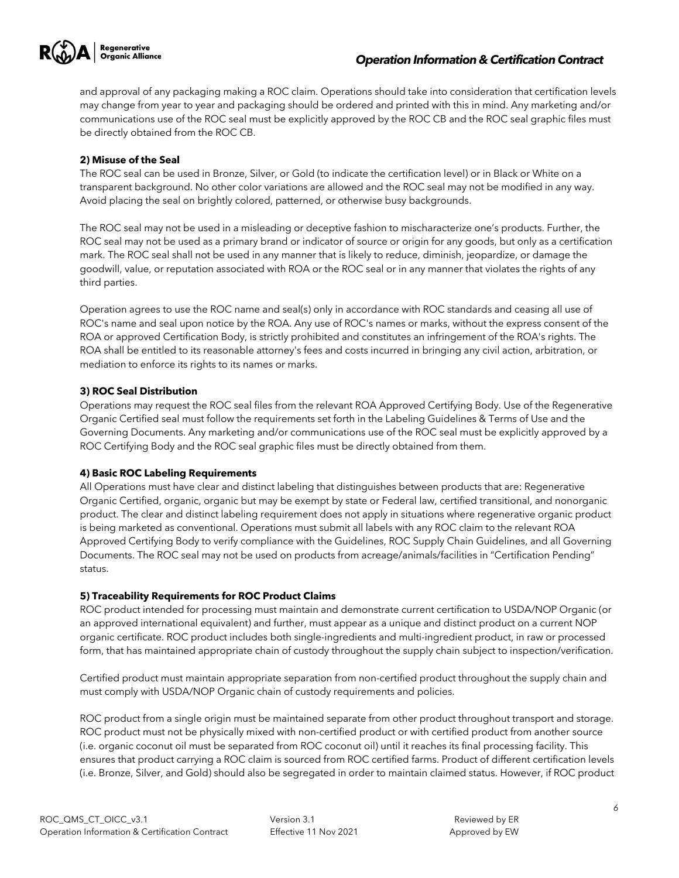and approval of any packaging making a ROC claim. Operations should take into consideration that certification levels may change from year to year and packaging should be ordered and printed with this in mind. Any marketing and/or communications use of the ROC seal must be explicitly approved by the ROC CB and the ROC seal graphic files must be directly obtained from the ROC CB.

**2) Misuse of the Seal**

The ROC seal can be used in Bronze, Silver, or Gold (to indicate the certification level) or in Black or White on a transparent background. No other color variations are allowed and the ROC seal may not be modified in any way. Avoid placing the seal on brightly colored, patterned, or otherwise busy backgrounds.

The ROC seal may not be used in a misleading or deceptive fashion to mischaracterize one's products. Further, the ROC seal may not be used as a primary brand or indicator of source or origin for any goods, but only as a certification mark. The ROC seal shall not be used in any manner that is likely to reduce, diminish, jeopardize, or damage the goodwill, value, or reputation associated with ROA or the ROC seal or in any manner that violates the rights of any third parties.

Operation agrees to use the ROC name and seal(s) only in accordance with ROC standards and ceasing all use of ROC's name and seal upon notice by the ROA. Any use of ROC's names or marks, without the express consent of the ROA or approved Certification Body, is strictly prohibited and constitutes an infringement of the ROA's rights. The ROA shall be entitled to its reasonable attorney's fees and costs incurred in bringing any civil action, arbitration, or mediation to enforce its rights to its names or marks.

**3) ROC Seal Distribution**

Operations may request the ROC seal files from the relevant ROA Approved Certifying Body. Use of the Regenerative Organic Certified seal must follow the requirements set forth in the Labeling Guidelines & Terms of Use and the Governing Documents. Any marketing and/or communications use of the ROC seal must be explicitly approved by a ROC Certifying Body and the ROC seal graphic files must be directly obtained from them.

**4) Basic ROC Labeling Requirements**

All Operations must have clear and distinct labeling that distinguishes between products that are: Regenerative Organic Certified, organic, organic but may be exempt by state or Federal law, certified transitional, and nonorganic product. The clear and distinct labeling requirement does not apply in situations where regenerative organic product is being marketed as conventional. Operations must submit all labels with any ROC claim to the relevant ROA Approved Certifying Body to verify compliance with the Guidelines, ROC Supply Chain Guidelines, and all Governing Documents. The ROC seal may not be used on products from acreage/animals/facilities in "Certification Pending" status.

**5) Traceability Requirements for ROC Product Claims**

ROC product intended for processing must maintain and demonstrate current certification to USDA/NOP Organic (or an approved international equivalent) and further, must appear as a unique and distinct product on a current NOP organic certificate. ROC product includes both single-ingredients and multi-ingredient product, in raw or processed form, that has maintained appropriate chain of custody throughout the supply chain subject to inspection/verification.

Certified product must maintain appropriate separation from non-certified product throughout the supply chain and must comply with USDA/NOP Organic chain of custody requirements and policies.

ROC product from a single origin must be maintained separate from other product throughout transport and storage. ROC product must not be physically mixed with non-certified product or with certified product from another source (i.e. organic coconut oil must be separated from ROC coconut oil) until it reaches its final processing facility. This ensures that product carrying a ROC claim is sourced from ROC certified farms. Product of different certification levels (i.e. Bronze, Silver, and Gold) should also be segregated in order to maintain claimed status. However, if ROC product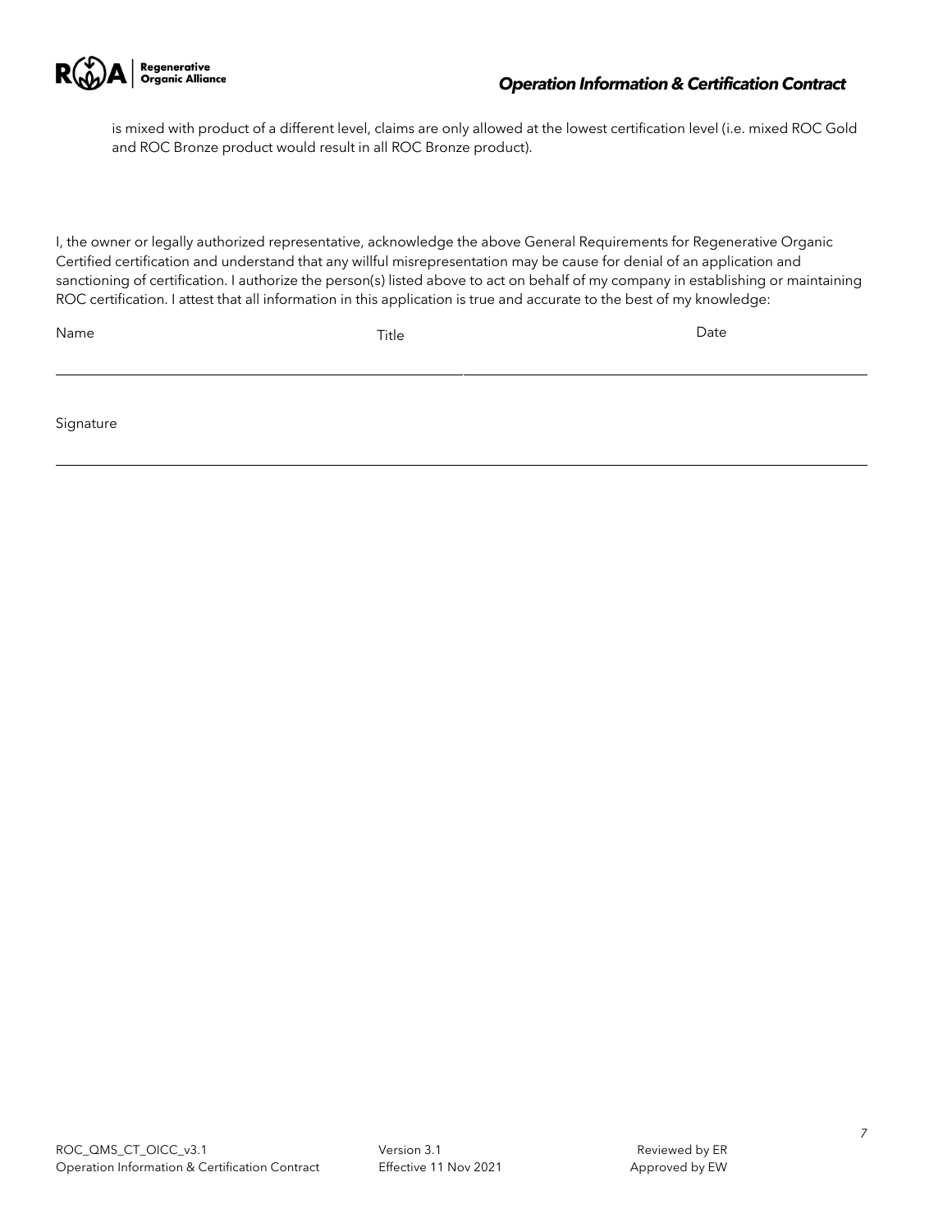is mixed with product of a different level, claims are only allowed at the lowest certification level (i.e. mixed ROC Gold and ROC Bronze product would result in all ROC Bronze product).

I, the owner or legally authorized representative, acknowledge the above General Requirements for Regenerative Organic Certified certification and understand that any willful misrepresentation may be cause for denial of an application and sanctioning of certification. I authorize the person(s) listed above to act on behalf of my company in establishing or maintaining ROC certification. I attest that all information in this application is true and accurate to the best of my knowledge:

Name

Title

Date

Signature